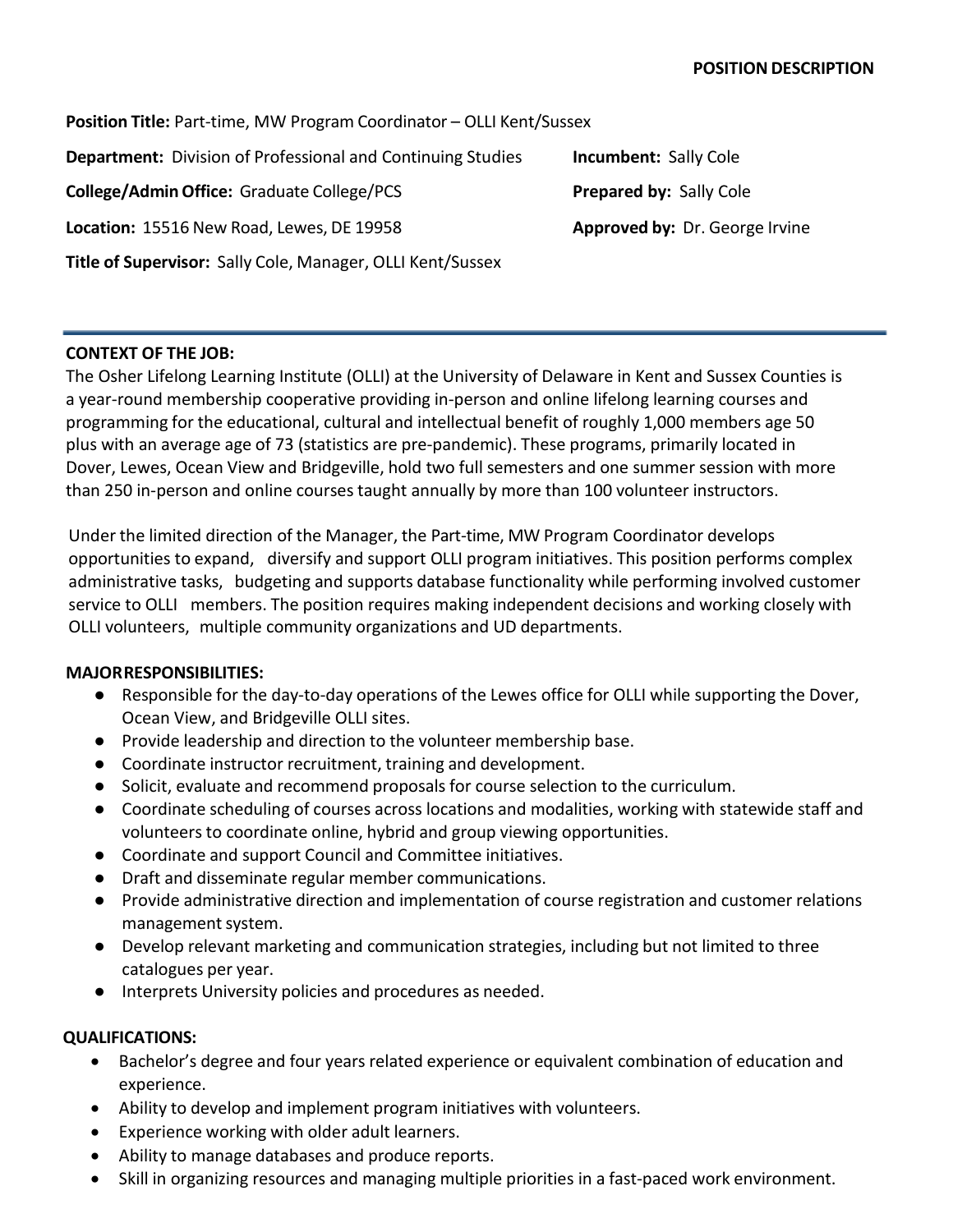**POSITION DESCRIPTION**

**Position Title:** Part-time, MW Program Coordinator – OLLI Kent/Sussex

**Department:** Division of Professional and Continuing Studies

**Incumbent:** Sally Cole

**College/Admin Office:** Graduate College/PCS

**Prepared by:** Sally Cole

**Location:** 15516 New Road, Lewes, DE 19958

**Approved by:** Dr. George Irvine

**Title of Supervisor:** Sally Cole, Manager, OLLI Kent/Sussex

---

**CONTEXT OF THE JOB:**

The Osher Lifelong Learning Institute (OLLI) at the University of Delaware in Kent and Sussex Counties is a year-round membership cooperative providing in-person and online lifelong learning courses and programming for the educational, cultural and intellectual benefit of roughly 1,000 members age 50 plus with an average age of 73 (statistics are pre-pandemic). These programs, primarily located in Dover, Lewes, Ocean View and Bridgeville, hold two full semesters and one summer session with more than 250 in-person and online courses taught annually by more than 100 volunteer instructors.

Under the limited direction of the Manager, the Part-time, MW Program Coordinator develops opportunities to expand, diversify and support OLLI program initiatives. This position performs complex administrative tasks, budgeting and supports database functionality while performing involved customer service to OLLI members. The position requires making independent decisions and working closely with OLLI volunteers, multiple community organizations and UD departments.

**MAJOR RESPONSIBILITIES:**

- Responsible for the day-to-day operations of the Lewes office for OLLI while supporting the Dover, Ocean View, and Bridgeville OLLI sites.
- Provide leadership and direction to the volunteer membership base.
- Coordinate instructor recruitment, training and development.
- Solicit, evaluate and recommend proposals for course selection to the curriculum.
- Coordinate scheduling of courses across locations and modalities, working with statewide staff and volunteers to coordinate online, hybrid and group viewing opportunities.
- Coordinate and support Council and Committee initiatives.
- Draft and disseminate regular member communications.
- Provide administrative direction and implementation of course registration and customer relations management system.
- Develop relevant marketing and communication strategies, including but not limited to three catalogues per year.
- Interprets University policies and procedures as needed.

**QUALIFICATIONS:**

- Bachelor's degree and four years related experience or equivalent combination of education and experience.
- Ability to develop and implement program initiatives with volunteers.
- Experience working with older adult learners.
- Ability to manage databases and produce reports.
- Skill in organizing resources and managing multiple priorities in a fast-paced work environment.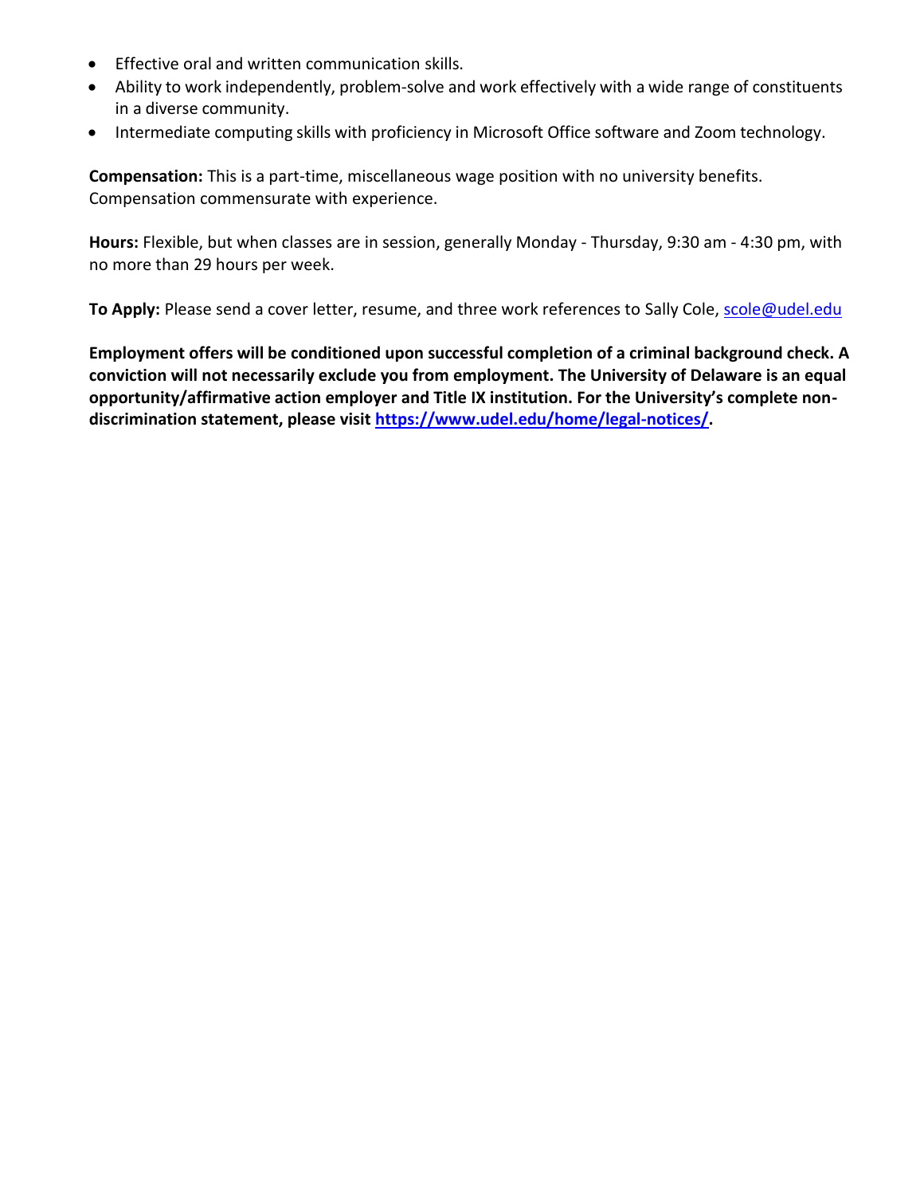- Effective oral and written communication skills.
- Ability to work independently, problem-solve and work effectively with a wide range of constituents in a diverse community.
- Intermediate computing skills with proficiency in Microsoft Office software and Zoom technology.

**Compensation:** This is a part-time, miscellaneous wage position with no university benefits. Compensation commensurate with experience.

**Hours:** Flexible, but when classes are in session, generally Monday - Thursday, 9:30 am - 4:30 pm, with no more than 29 hours per week.

**To Apply:** Please send a cover letter, resume, and three work references to Sally Cole, scole@udel.edu

**Employment offers will be conditioned upon successful completion of a criminal background check. A conviction will not necessarily exclude you from employment. The University of Delaware is an equal opportunity/affirmative action employer and Title IX institution. For the University's complete non-discrimination statement, please visit https://www.udel.edu/home/legal-notices/.**